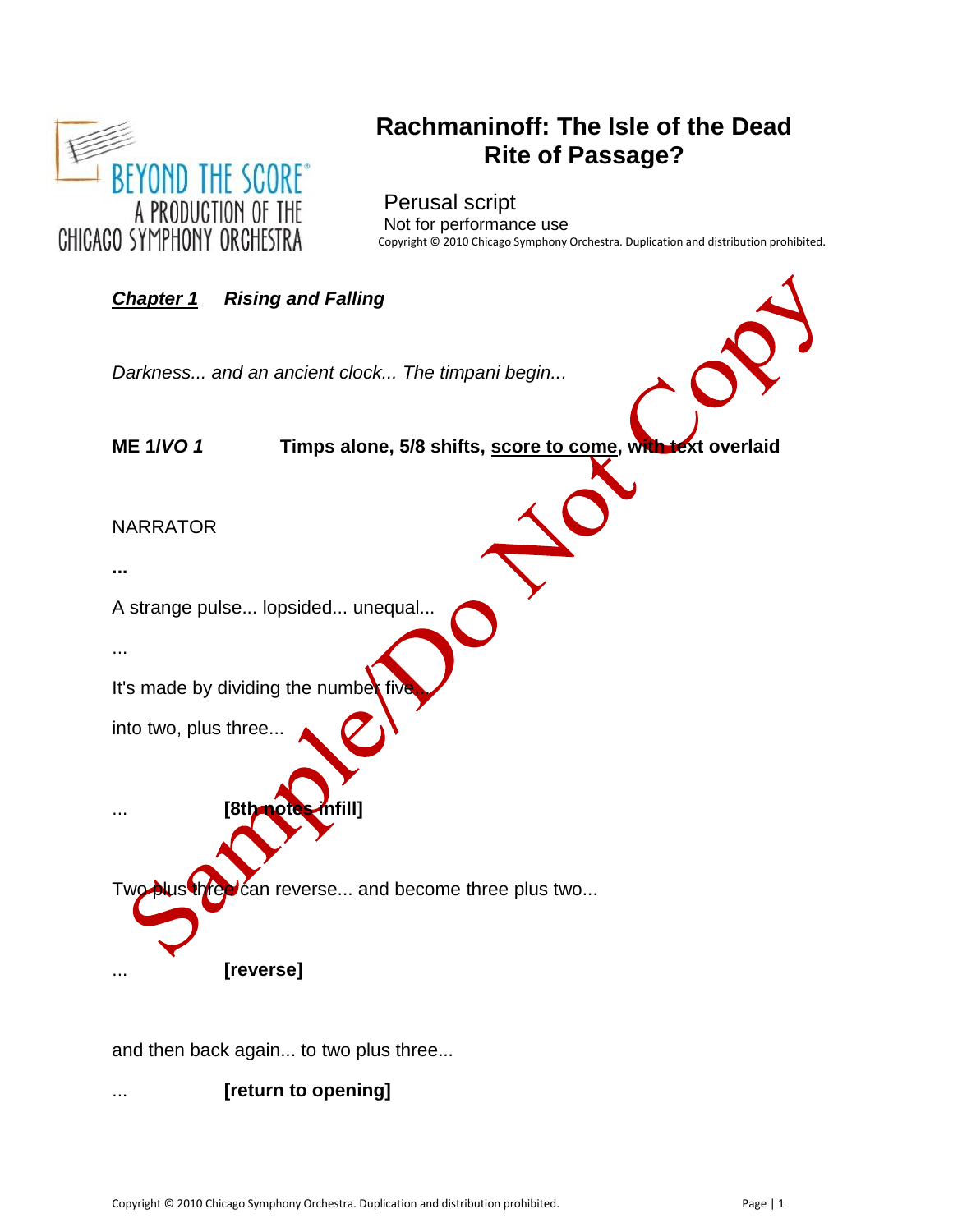BEYOND THE SCORE®
A PRODUCTION OF THE
CHICAGO SYMPHONY ORCHESTRA

# Rachmaninoff: The Isle of the Dead
# Rite of Passage?

Perusal script
Not for performance use
Copyright © 2010 Chicago Symphony Orchestra. Duplication and distribution prohibited.

## ***Chapter 1*** ***Rising and Falling***

*Darkness... and an ancient clock... The timpani begin...*

**ME 1/*VO 1*** **Timps alone, 5/8 shifts, score to come, with text overlaid**

NARRATOR

**...**

A strange pulse... lopsided... unequal...

...

It's made by dividing the number five...

into two, plus three...

... **[8th notes infill]**

Two plus three can reverse... and become three plus two...

... **[reverse]**

and then back again... to two plus three...

... **[return to opening]**

Sample/Do Not Copy

Copyright © 2010 Chicago Symphony Orchestra. Duplication and distribution prohibited.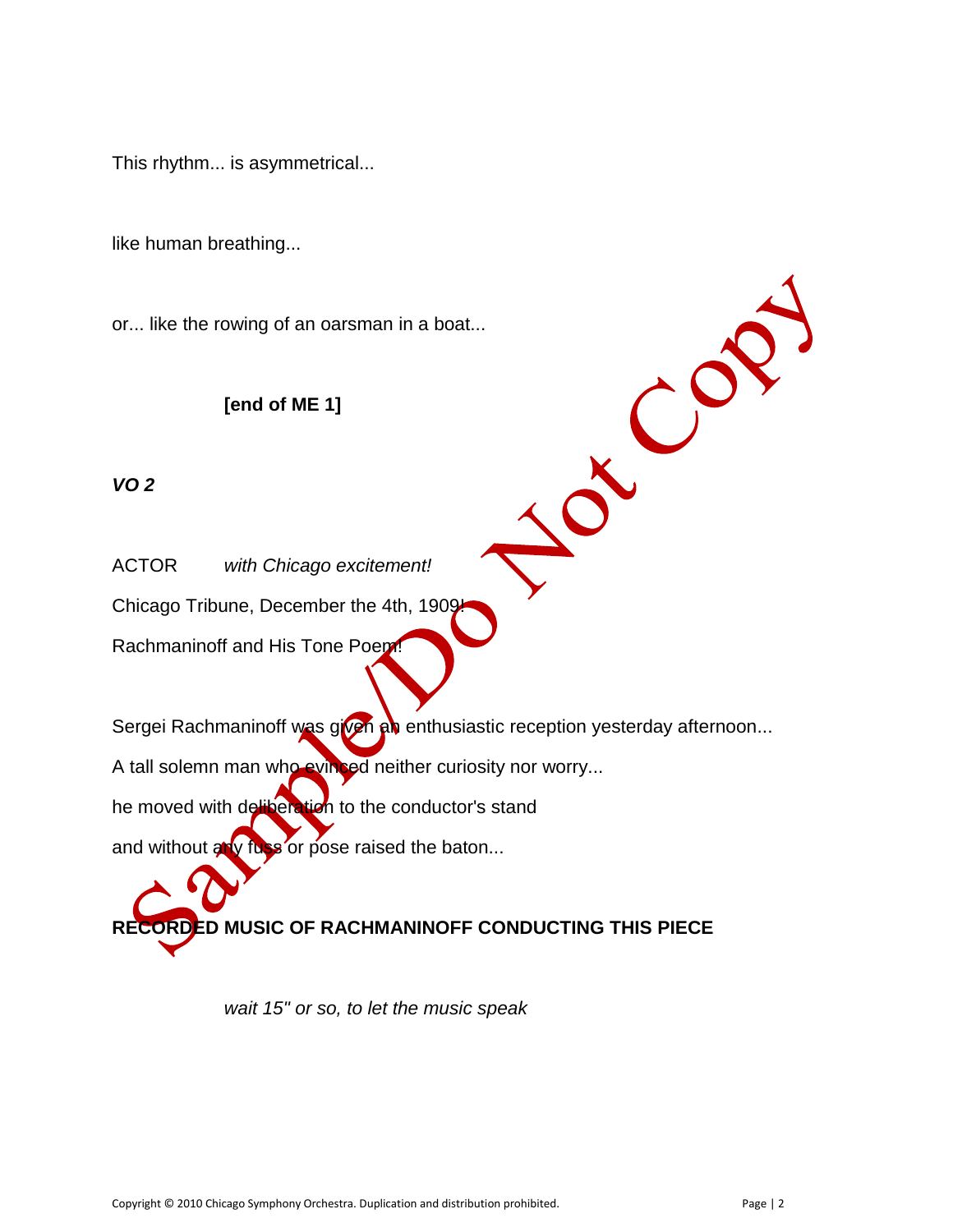This rhythm... is asymmetrical...

like human breathing...

or... like the rowing of an oarsman in a boat...

**[end of ME 1]**

***VO 2***

ACTOR *with Chicago excitement!*

Chicago Tribune, December the 4th, 1909!

Rachmaninoff and His Tone Poem!

Sergei Rachmaninoff was given an enthusiastic reception yesterday afternoon...

A tall solemn man who evinced neither curiosity nor worry...

he moved with deliberation to the conductor's stand

and without any fuss or pose raised the baton...

**RECORDED MUSIC OF RACHMANINOFF CONDUCTING THIS PIECE**

*wait 15" or so, to let the music speak*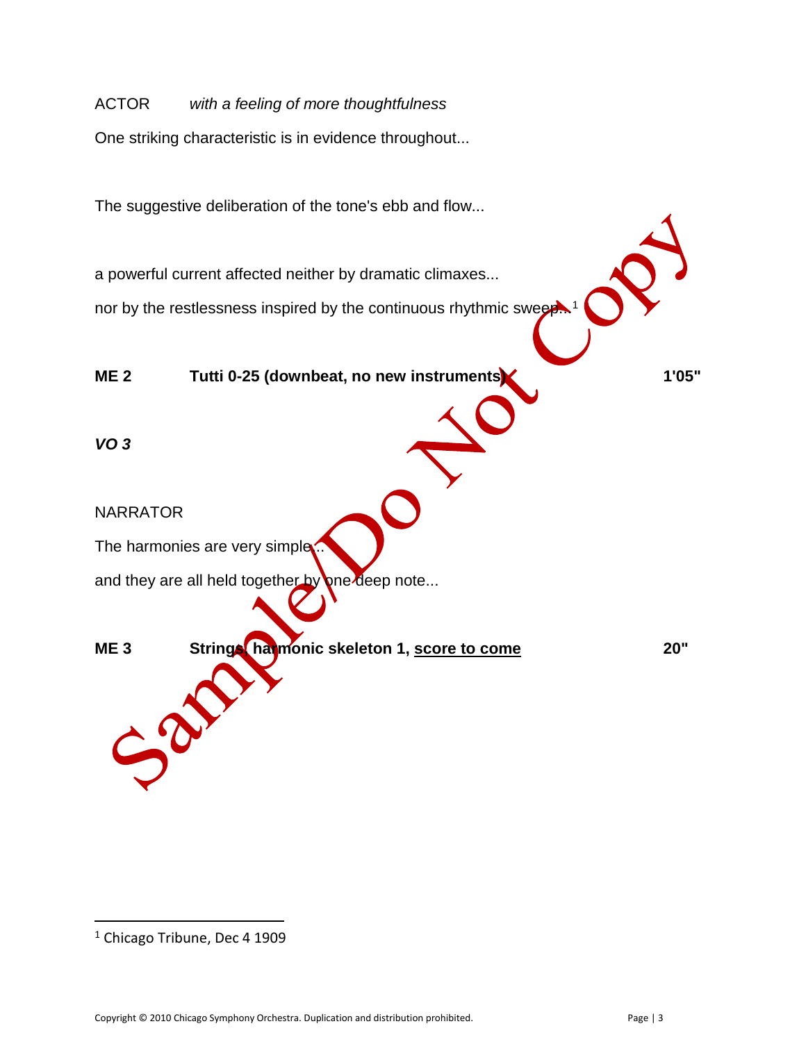ACTOR *with a feeling of more thoughtfulness*

One striking characteristic is in evidence throughout...

The suggestive deliberation of the tone's ebb and flow...

a powerful current affected neither by dramatic climaxes...

nor by the restlessness inspired by the continuous rhythmic sweep...[1]

**ME 2 Tutti 0-25 (downbeat, no new instruments) 1'05"**

***VO 3***

NARRATOR

The harmonies are very simple...

and they are all held together by one deep note...

**ME 3 Strings, harmonic skeleton 1, <u>score to come</u> 20"**

Sample/Do Not Copy

---

[1] Chicago Tribune, Dec 4 1909

Copyright © 2010 Chicago Symphony Orchestra. Duplication and distribution prohibited.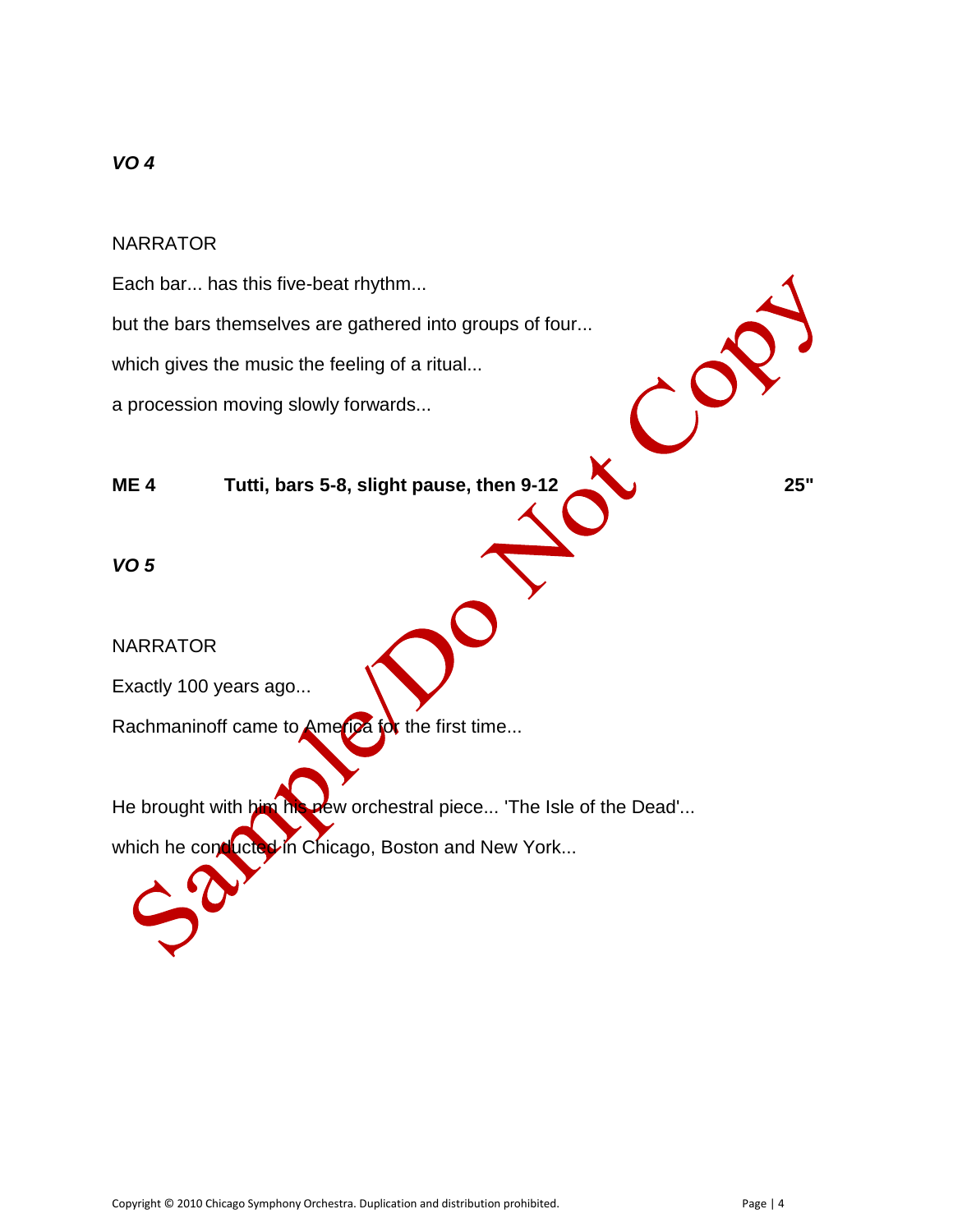***VO 4***

NARRATOR

Each bar... has this five-beat rhythm...

but the bars themselves are gathered into groups of four...

which gives the music the feeling of a ritual...

a procession moving slowly forwards...

**ME 4 Tutti, bars 5-8, slight pause, then 9-12 25"**

***VO 5***

NARRATOR

Exactly 100 years ago...

Rachmaninoff came to America for the first time...

He brought with him his new orchestral piece... 'The Isle of the Dead'...

which he conducted in Chicago, Boston and New York...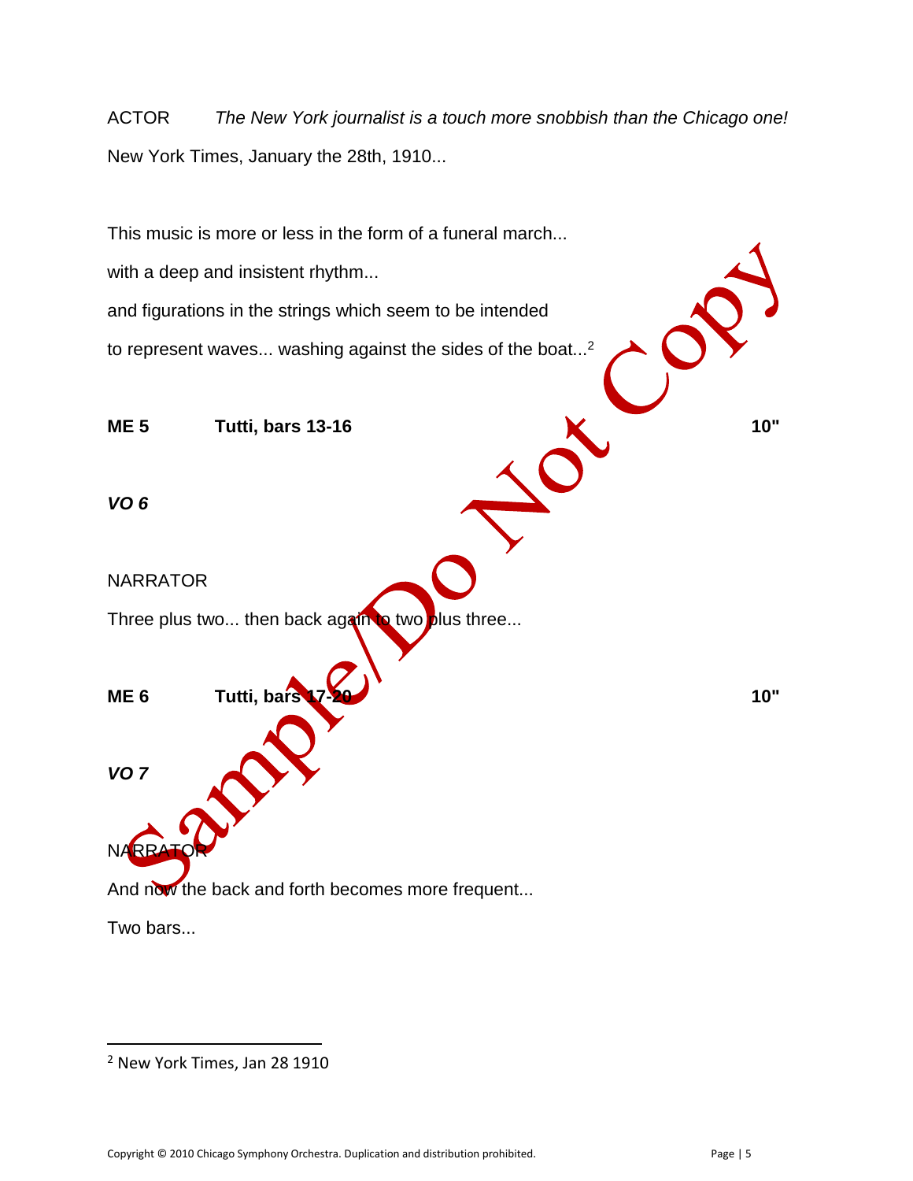ACTOR *The New York journalist is a touch more snobbish than the Chicago one!*

New York Times, January the 28th, 1910...

This music is more or less in the form of a funeral march...

with a deep and insistent rhythm...

and figurations in the strings which seem to be intended

to represent waves... washing against the sides of the boat...[2]

**ME 5 Tutti, bars 13-16 10"**

***VO 6***

NARRATOR

Three plus two... then back again to two plus three...

**ME 6 Tutti, bars 17-20 10"**

***VO 7***

NARRATOR

And now the back and forth becomes more frequent...

Two bars...

[2] New York Times, Jan 28 1910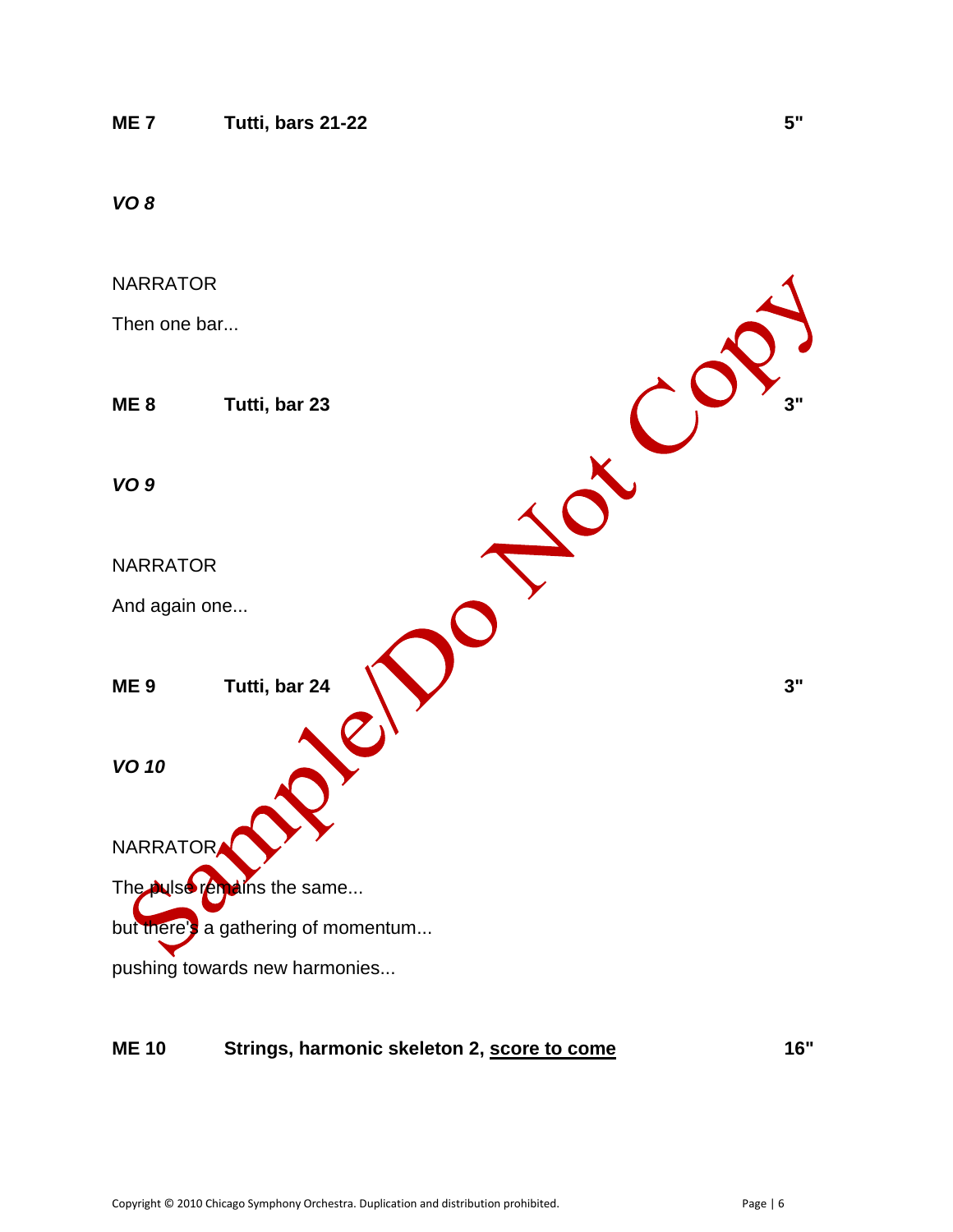**ME 7** **Tutti, bars 21-22** **5"**

***VO 8***

NARRATOR

Then one bar...

**ME 8** **Tutti, bar 23** **3"**

***VO 9***

NARRATOR

And again one...

**ME 9** **Tutti, bar 24** **3"**

***VO 10***

NARRATOR

The pulse remains the same...

but there's a gathering of momentum...

pushing towards new harmonies...

**ME 10** **Strings, harmonic skeleton 2, <u>score to come</u>** **16"**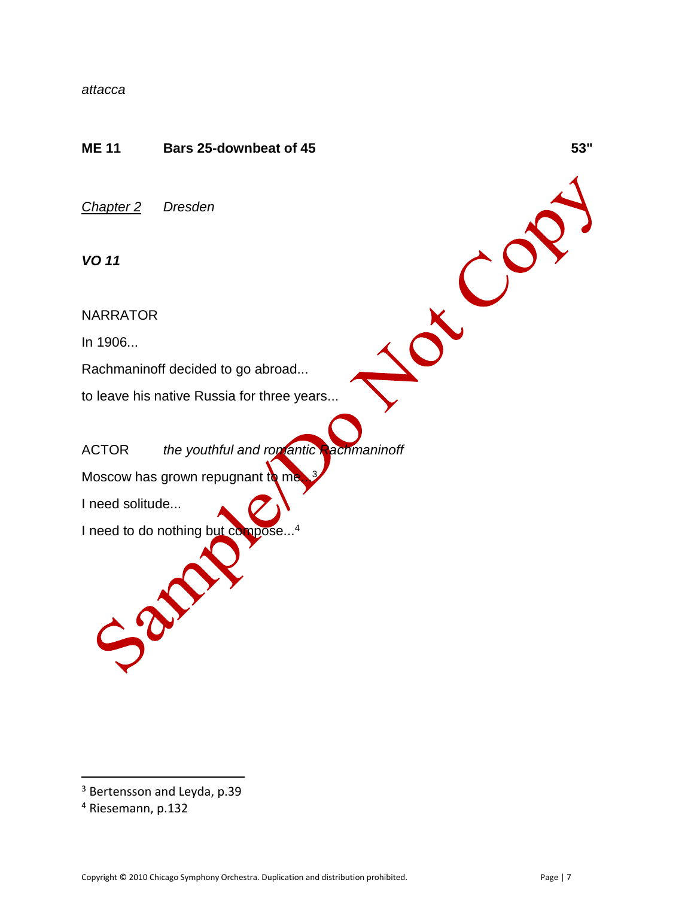*attacca*

**ME 11 Bars 25-downbeat of 45 53"**

*Chapter 2* *Dresden*

***VO 11***

NARRATOR

In 1906...

Rachmaninoff decided to go abroad...

to leave his native Russia for three years...

ACTOR *the youthful and romantic Rachmaninoff*

Moscow has grown repugnant to me...[3]

I need solitude...

I need to do nothing but compose...[4]

---

[3] Bertensson and Leyda, p.39

[4] Riesemann, p.132

Copyright © 2010 Chicago Symphony Orchestra. Duplication and distribution prohibited.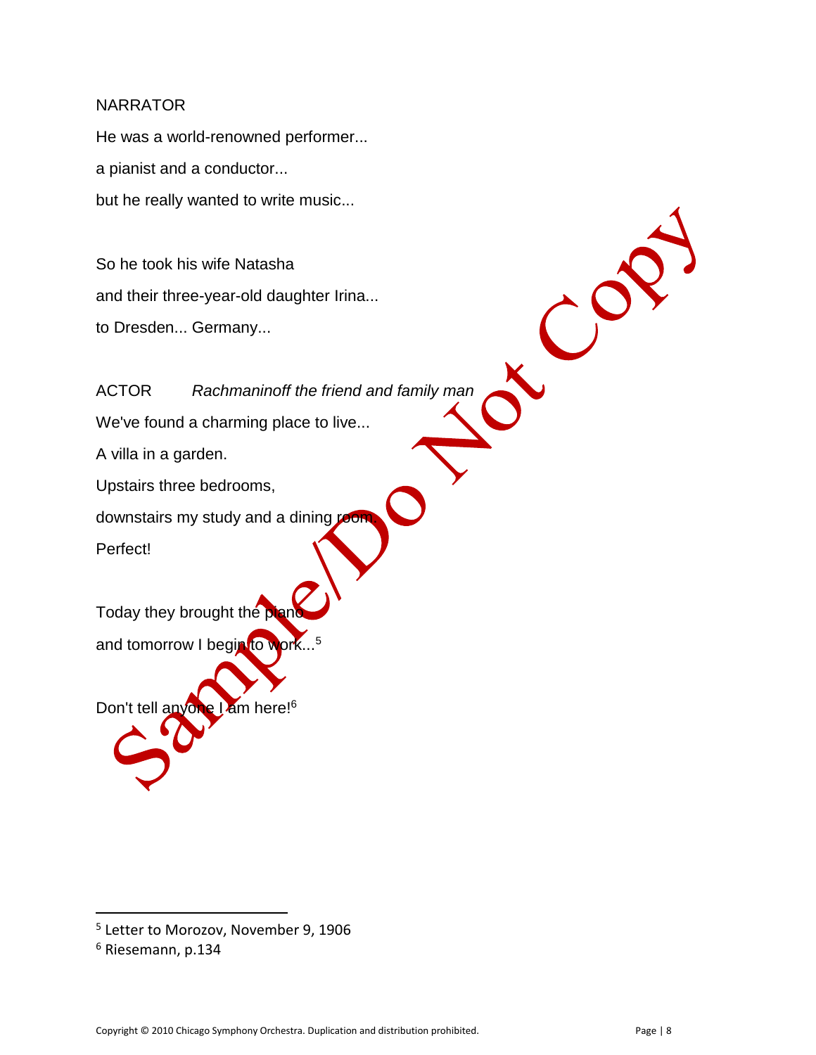NARRATOR

He was a world-renowned performer...

a pianist and a conductor...

but he really wanted to write music...

So he took his wife Natasha

and their three-year-old daughter Irina...

to Dresden... Germany...

ACTOR *Rachmaninoff the friend and family man*

We've found a charming place to live...

A villa in a garden.

Upstairs three bedrooms,

downstairs my study and a dining room.

Perfect!

Today they brought the piano

and tomorrow I begin to work...[5]

Don't tell anyone I am here![6]

---

[5] Letter to Morozov, November 9, 1906

[6] Riesemann, p.134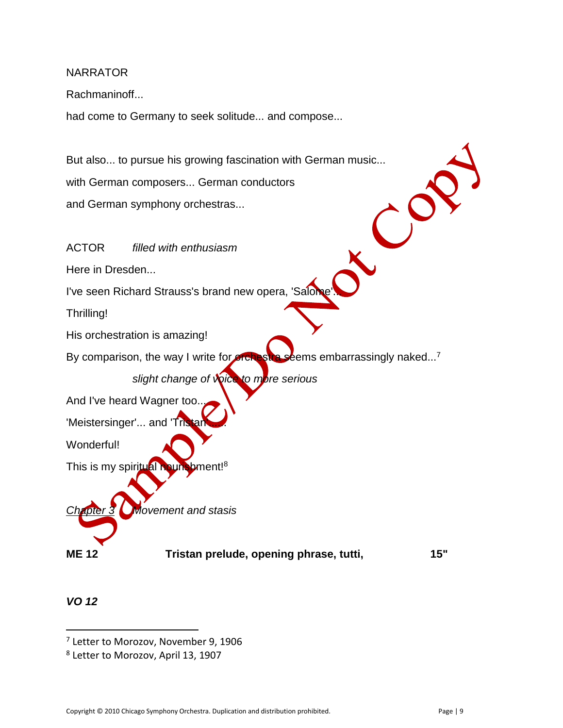NARRATOR

Rachmaninoff...

had come to Germany to seek solitude... and compose...

But also... to pursue his growing fascination with German music...

with German composers... German conductors

and German symphony orchestras...

ACTOR *filled with enthusiasm*

Here in Dresden...

I've seen Richard Strauss's brand new opera, 'Salome'...

Thrilling!

His orchestration is amazing!

By comparison, the way I write for orchestra seems embarrassingly naked...[7]

*slight change of voice to more serious*

And I've heard Wagner too...

'Meistersinger'... and 'Tristan'.....

Wonderful!

This is my spiritual nourishment![8]

*Chapter 3 Movement and stasis*

**ME 12 Tristan prelude, opening phrase, tutti, 15"**

***VO 12***

---

[7] Letter to Morozov, November 9, 1906

[8] Letter to Morozov, April 13, 1907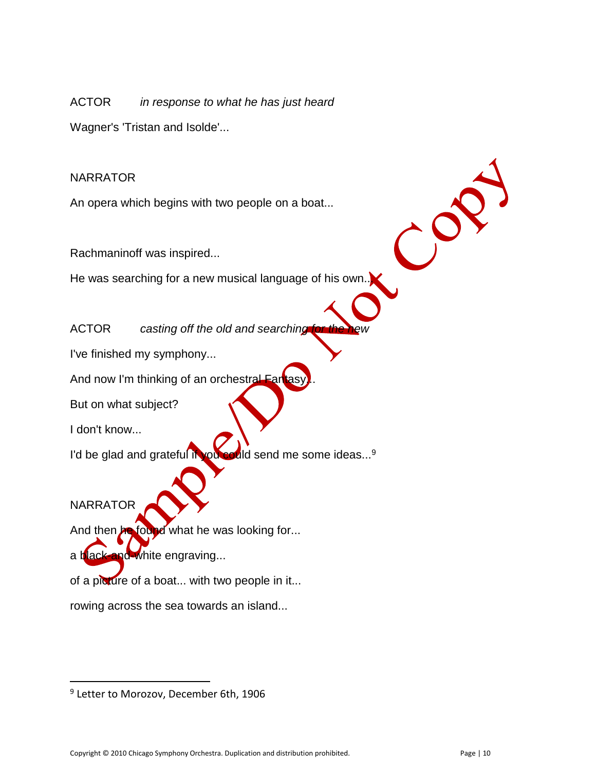ACTOR *in response to what he has just heard*

Wagner's 'Tristan and Isolde'...

NARRATOR

An opera which begins with two people on a boat...

Rachmaninoff was inspired...

He was searching for a new musical language of his own...

ACTOR *casting off the old and searching for the new*

I've finished my symphony...

And now I'm thinking of an orchestral Fantasy...

But on what subject?

I don't know...

I'd be glad and grateful if you could send me some ideas...[9]

NARRATOR

And then he found what he was looking for...

a black-and-white engraving...

of a picture of a boat... with two people in it...

rowing across the sea towards an island...

---

[9] Letter to Morozov, December 6th, 1906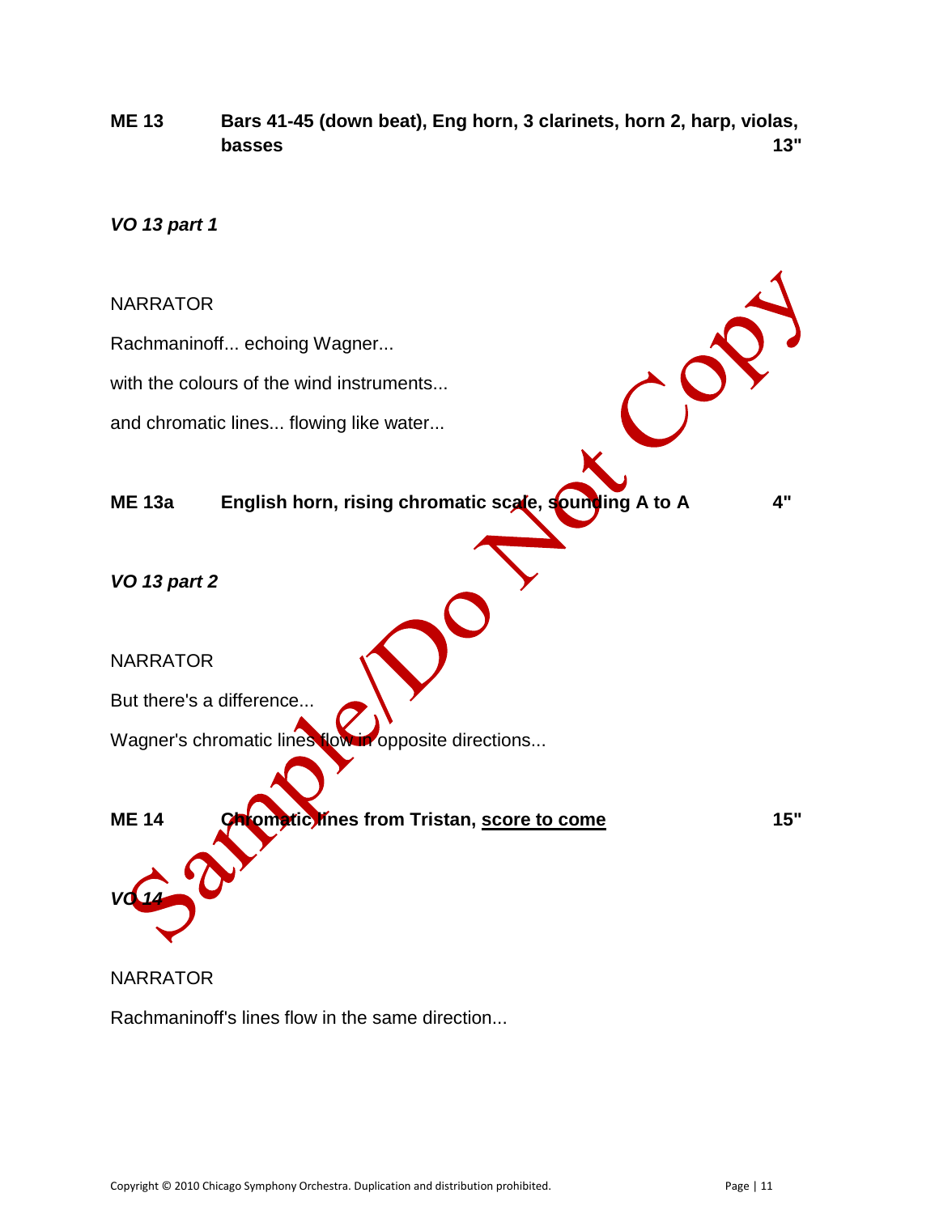**ME 13** **Bars 41-45 (down beat), Eng horn, 3 clarinets, horn 2, harp, violas, basses** **13"**

***VO 13 part 1***

NARRATOR

Rachmaninoff... echoing Wagner...

with the colours of the wind instruments...

and chromatic lines... flowing like water...

**ME 13a** **English horn, rising chromatic scale, sounding A to A** **4"**

***VO 13 part 2***

NARRATOR

But there's a difference...

Wagner's chromatic lines flow in opposite directions...

**ME 14** **Chromatic lines from Tristan, <u>score to come</u>** **15"**

***VO 14***

NARRATOR

Rachmaninoff's lines flow in the same direction...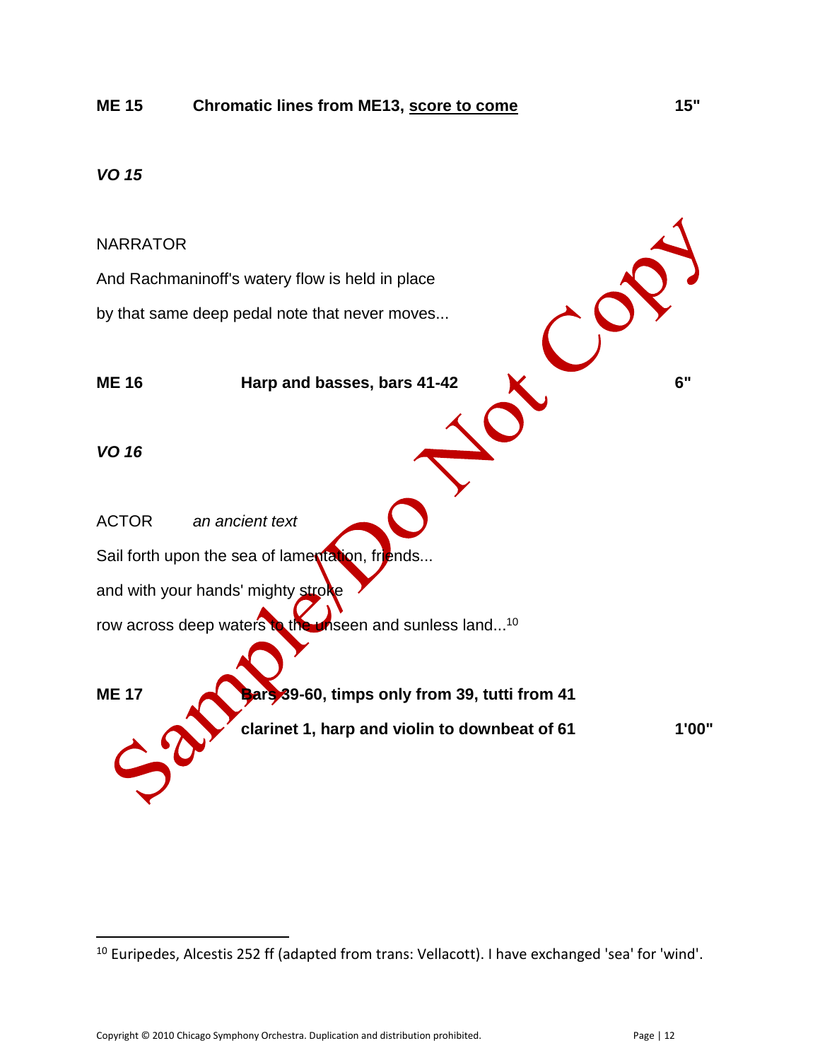**ME 15** **Chromatic lines from ME13, score to come** **15"**

***VO 15***

NARRATOR

And Rachmaninoff's watery flow is held in place

by that same deep pedal note that never moves...

**ME 16** **Harp and basses, bars 41-42** **6"**

***VO 16***

ACTOR *an ancient text*

Sail forth upon the sea of lamentation, friends...

and with your hands' mighty stroke

row across deep waters to the unseen and sunless land...[10]

**ME 17** **Bars 39-60, timps only from 39, tutti from 41**

**clarinet 1, harp and violin to downbeat of 61** **1'00"**

---

[10] Euripedes, Alcestis 252 ff (adapted from trans: Vellacott). I have exchanged 'sea' for 'wind'.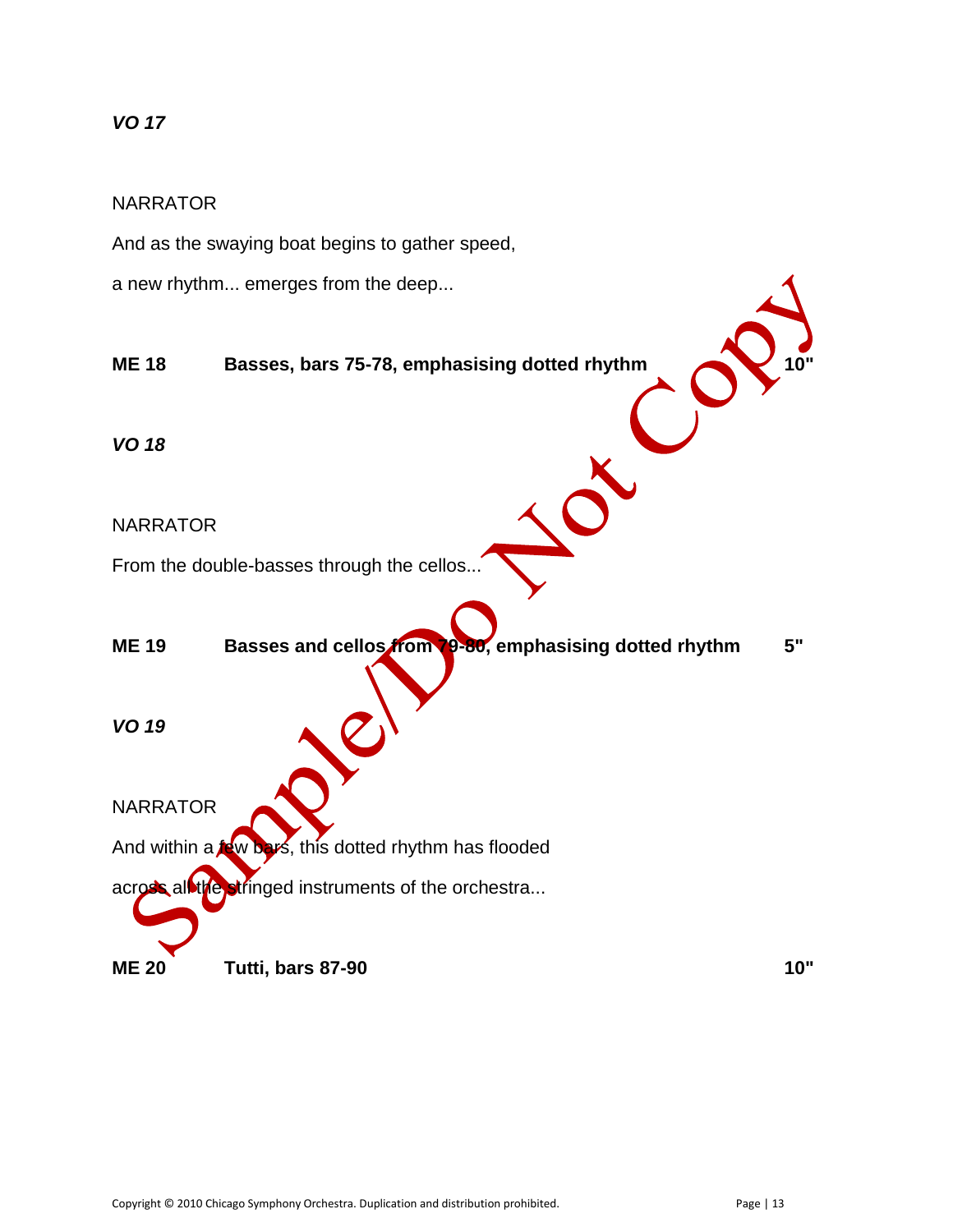***VO 17***

NARRATOR

And as the swaying boat begins to gather speed,

a new rhythm... emerges from the deep...

**ME 18 Basses, bars 75-78, emphasising dotted rhythm 10"**

***VO 18***

NARRATOR

From the double-basses through the cellos...

**ME 19 Basses and cellos from 79-80, emphasising dotted rhythm 5"**

***VO 19***

NARRATOR

And within a few bars, this dotted rhythm has flooded

across all the stringed instruments of the orchestra...

**ME 20 Tutti, bars 87-90 10"**

Copyright © 2010 Chicago Symphony Orchestra. Duplication and distribution prohibited.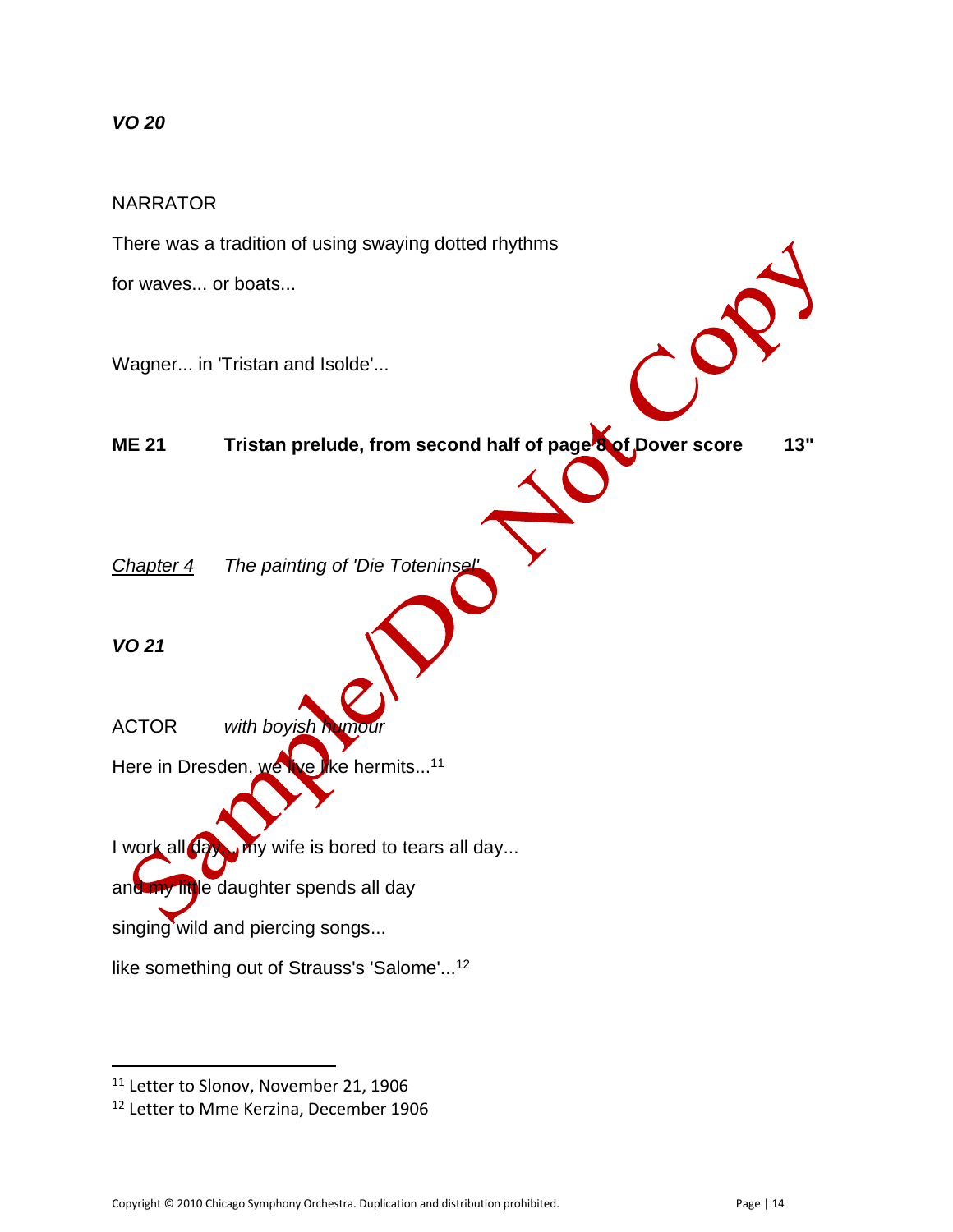***VO 20***

NARRATOR

There was a tradition of using swaying dotted rhythms

for waves... or boats...

Wagner... in 'Tristan and Isolde'...

**ME 21 Tristan prelude, from second half of page 8 of Dover score 13"**

<u>Chapter 4</u> *The painting of 'Die Toteninsel'*

***VO 21***

ACTOR *with boyish humour*

Here in Dresden, we live like hermits...[11]

I work all day... my wife is bored to tears all day...

and my little daughter spends all day

singing wild and piercing songs...

like something out of Strauss's 'Salome'...[12]

---

[11] Letter to Slonov, November 21, 1906

[12] Letter to Mme Kerzina, December 1906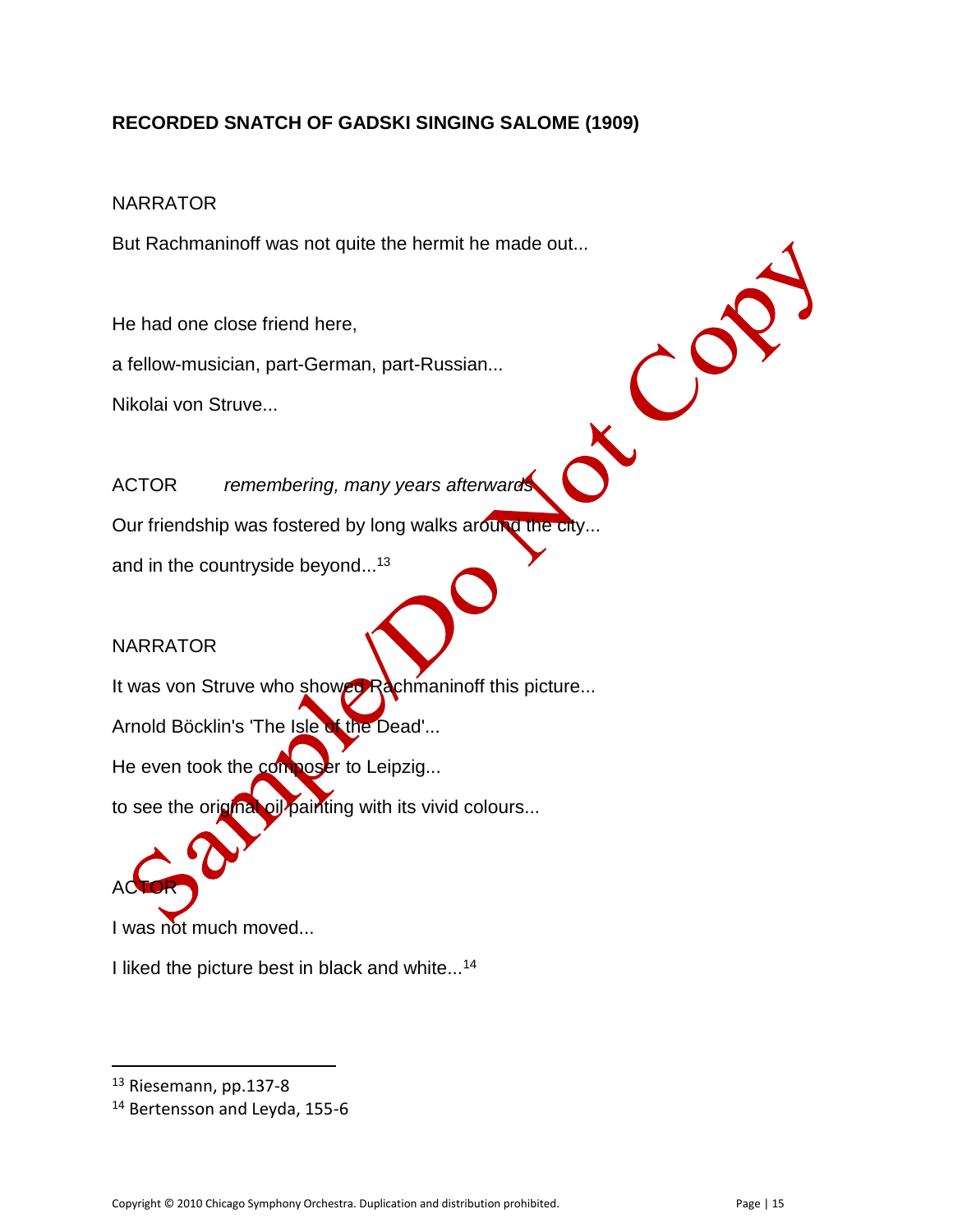**RECORDED SNATCH OF GADSKI SINGING SALOME (1909)**

NARRATOR

But Rachmaninoff was not quite the hermit he made out...

He had one close friend here,

a fellow-musician, part-German, part-Russian...

Nikolai von Struve...

ACTOR *remembering, many years afterwards*

Our friendship was fostered by long walks around the city...

and in the countryside beyond...[13]

NARRATOR

It was von Struve who showed Rachmaninoff this picture...

Arnold Böcklin's 'The Isle of the Dead'...

He even took the composer to Leipzig...

to see the original oil painting with its vivid colours...

ACTOR

I was not much moved...

I liked the picture best in black and white...[14]

---

[13] Riesemann, pp.137-8

[14] Bertensson and Leyda, 155-6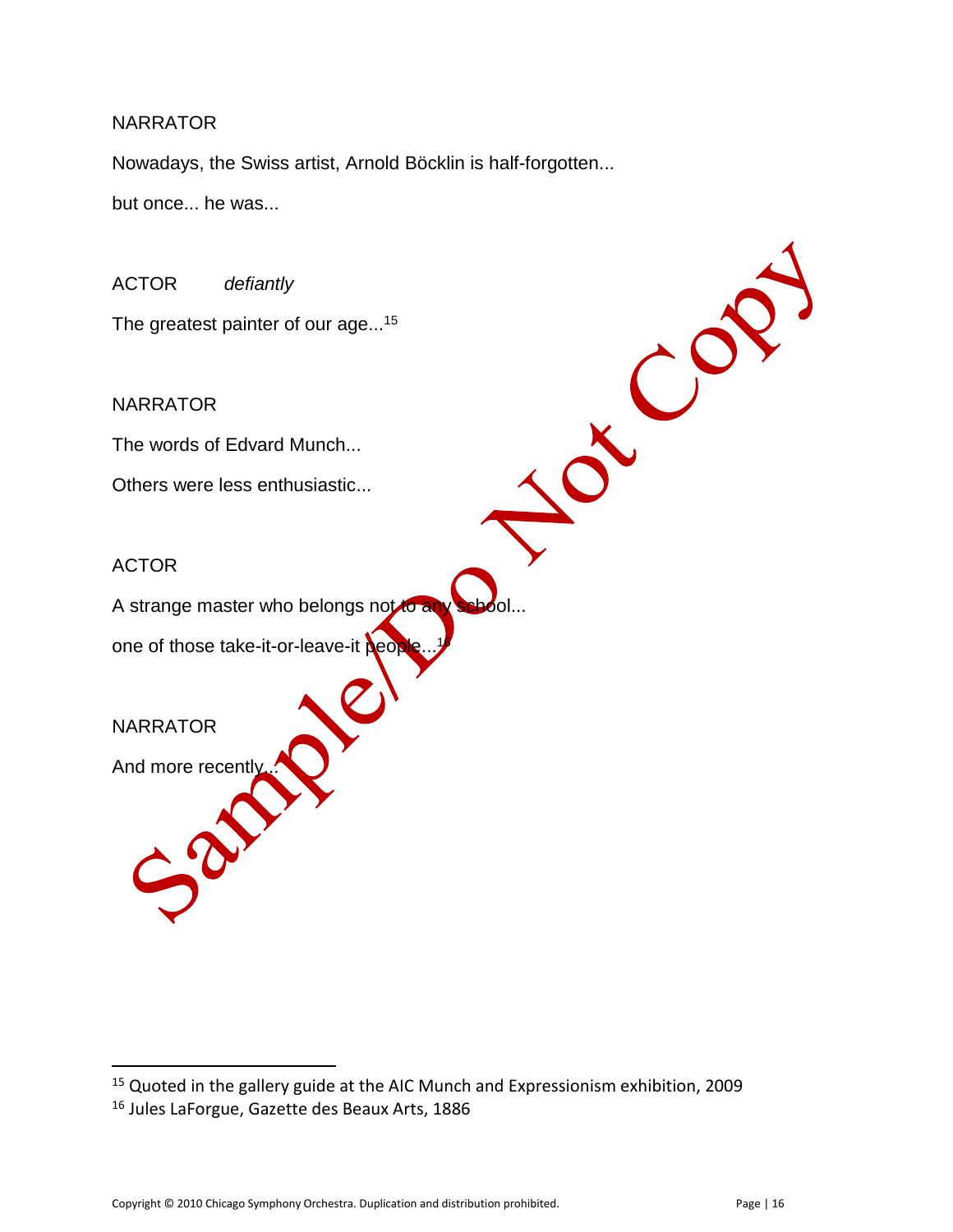NARRATOR

Nowadays, the Swiss artist, Arnold Böcklin is half-forgotten...

but once... he was...

ACTOR *defiantly*

The greatest painter of our age...[15]

NARRATOR

The words of Edvard Munch...

Others were less enthusiastic...

ACTOR

A strange master who belongs not to any school...

one of those take-it-or-leave-it people...[16]

NARRATOR

And more recently...

---

[15] Quoted in the gallery guide at the AIC Munch and Expressionism exhibition, 2009

[16] Jules LaForgue, Gazette des Beaux Arts, 1886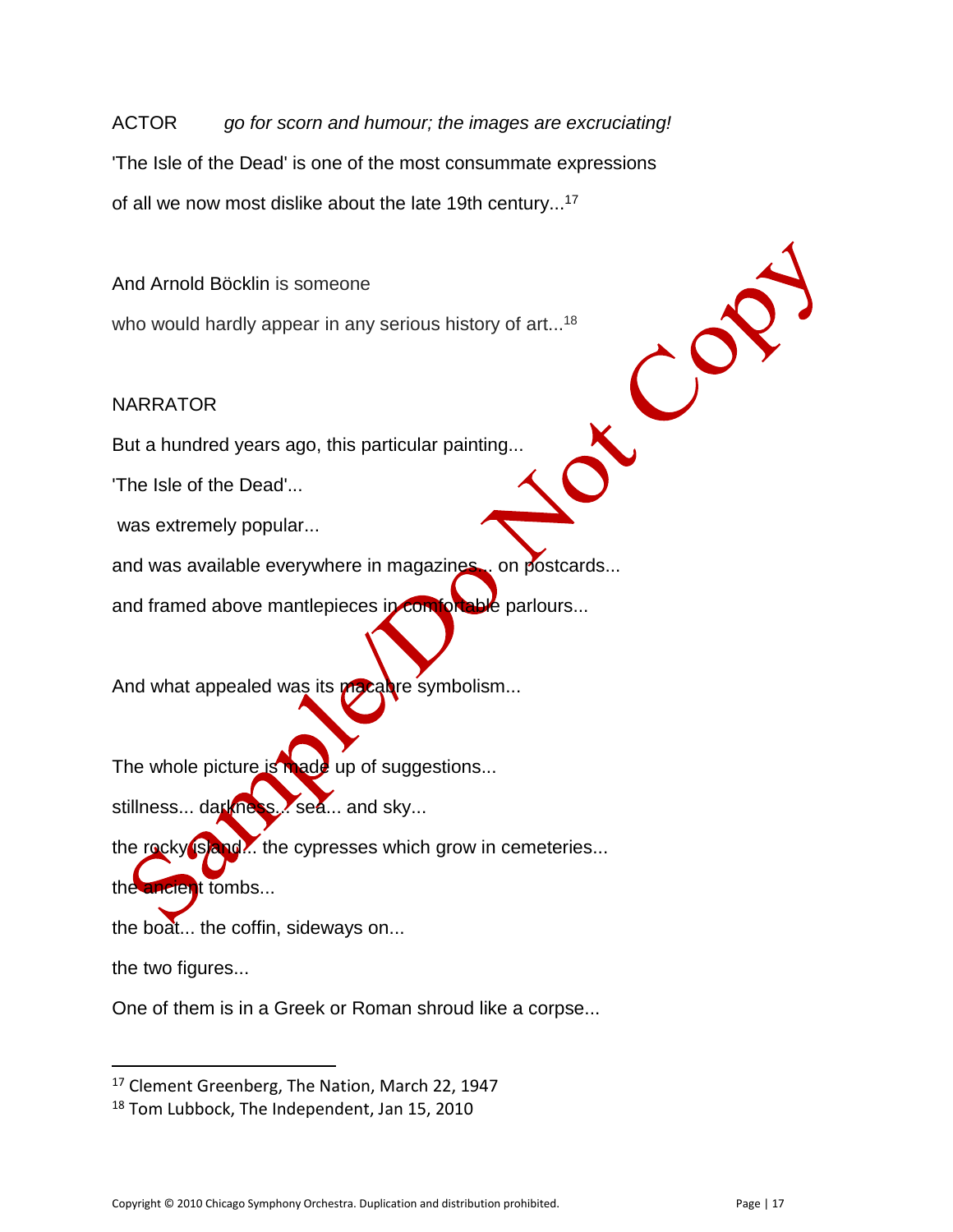ACTOR *go for scorn and humour; the images are excruciating!*

'The Isle of the Dead' is one of the most consummate expressions

of all we now most dislike about the late 19th century...[17]

And Arnold Böcklin is someone

who would hardly appear in any serious history of art...[18]

NARRATOR

But a hundred years ago, this particular painting...

'The Isle of the Dead'...

was extremely popular...

and was available everywhere in magazines... on postcards...

and framed above mantlepieces in comfortable parlours...

And what appealed was its macabre symbolism...

The whole picture is made up of suggestions...

stillness... darkness... sea... and sky...

the rocky island... the cypresses which grow in cemeteries...

the ancient tombs...

the boat... the coffin, sideways on...

the two figures...

One of them is in a Greek or Roman shroud like a corpse...

---

[17] Clement Greenberg, The Nation, March 22, 1947

[18] Tom Lubbock, The Independent, Jan 15, 2010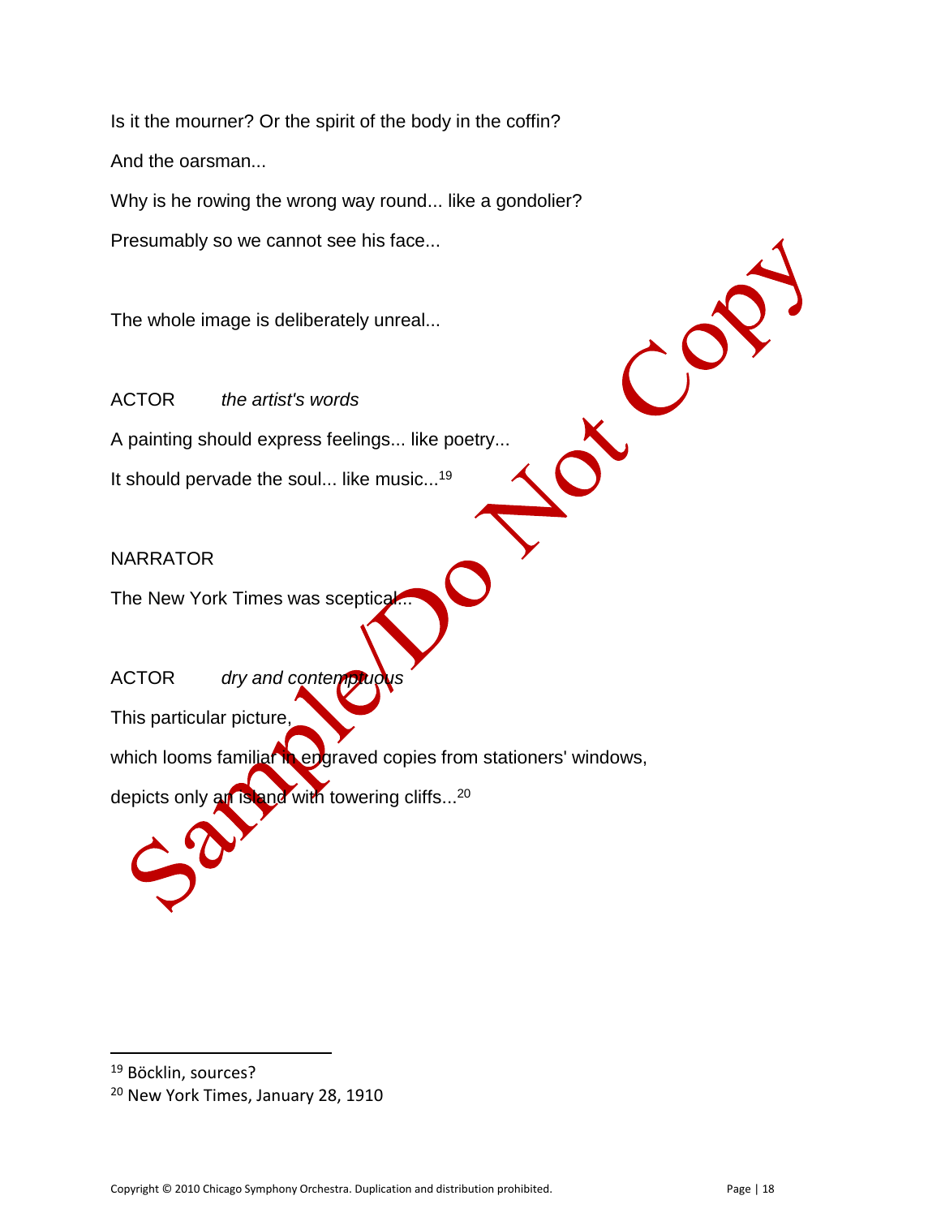Is it the mourner? Or the spirit of the body in the coffin?

And the oarsman...

Why is he rowing the wrong way round... like a gondolier?

Presumably so we cannot see his face...

The whole image is deliberately unreal...

ACTOR *the artist's words*

A painting should express feelings... like poetry...

It should pervade the soul... like music...[19]

NARRATOR

The New York Times was sceptical...

ACTOR *dry and contemptuous*

This particular picture,

which looms familiar in engraved copies from stationers' windows,

depicts only an island with towering cliffs...[20]

---

[19] Böcklin, sources?

[20] New York Times, January 28, 1910

Copyright © 2010 Chicago Symphony Orchestra. Duplication and distribution prohibited.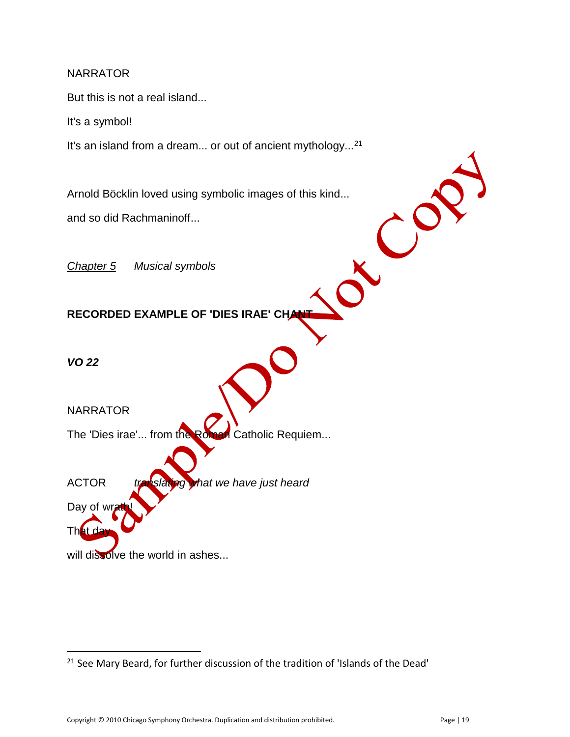NARRATOR

But this is not a real island...

It's a symbol!

It's an island from a dream... or out of ancient mythology...[21]

Arnold Böcklin loved using symbolic images of this kind...

and so did Rachmaninoff...

<u>*Chapter 5*</u> *Musical symbols*

**RECORDED EXAMPLE OF 'DIES IRAE' CHANT**

***VO 22***

NARRATOR

The 'Dies irae'... from the Roman Catholic Requiem...

ACTOR *translating what we have just heard*

Day of wrath!

That day

will dissolve the world in ashes...

---

[21] See Mary Beard, for further discussion of the tradition of 'Islands of the Dead'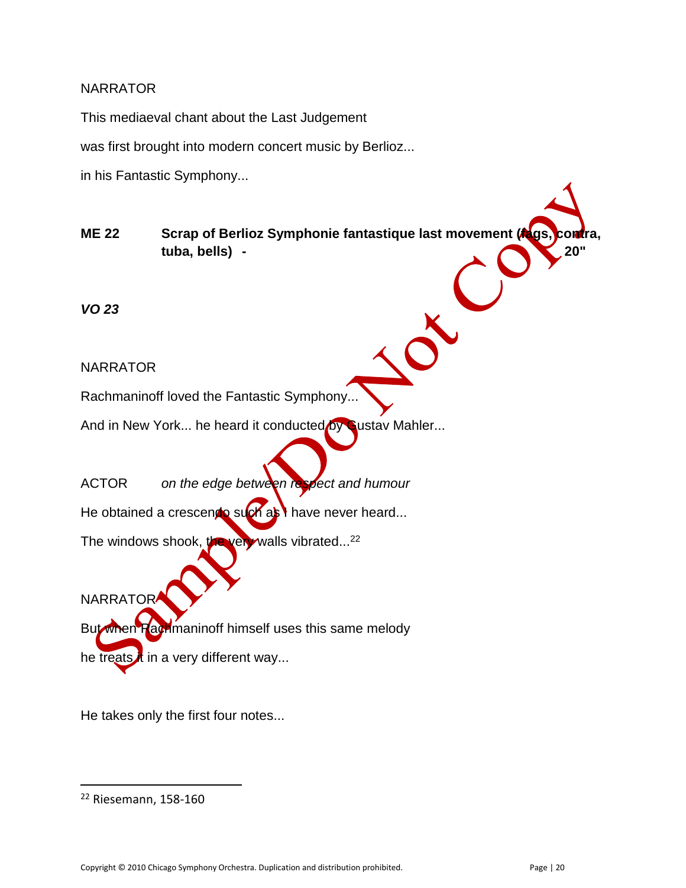NARRATOR

This mediaeval chant about the Last Judgement

was first brought into modern concert music by Berlioz...

in his Fantastic Symphony...

**ME 22 Scrap of Berlioz Symphonie fantastique last movement (fags, contra, tuba, bells) - 20"**

***VO 23***

NARRATOR

Rachmaninoff loved the Fantastic Symphony...

And in New York... he heard it conducted by Gustav Mahler...

ACTOR *on the edge between respect and humour*

He obtained a crescendo such as I have never heard...

The windows shook, the very walls vibrated...[22]

NARRATOR

But when Rachmaninoff himself uses this same melody

he treats it in a very different way...

He takes only the first four notes...

---

[22] Riesemann, 158-160